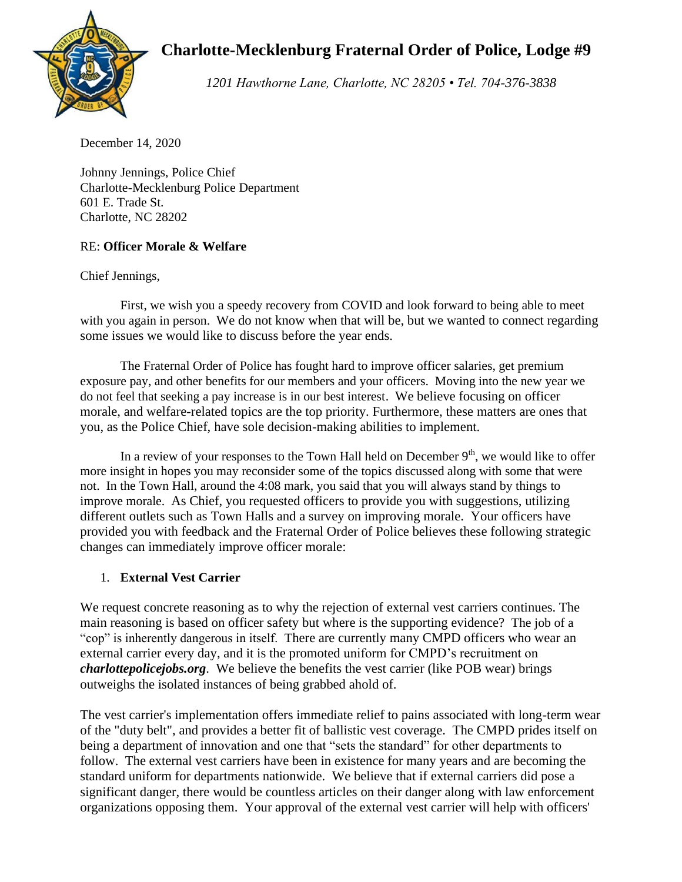# Charlotte-Mecklenburg Fraternal Order of Police, Lodge #9

*1201 Hawthorne Lane, Charlotte, NC 28205 • Tel. 704-376-3838*

December 14, 2020

Johnny Jennings, Police Chief
Charlotte-Mecklenburg Police Department
601 E. Trade St.
Charlotte, NC 28202

RE: **Officer Morale & Welfare**

Chief Jennings,

First, we wish you a speedy recovery from COVID and look forward to being able to meet with you again in person. We do not know when that will be, but we wanted to connect regarding some issues we would like to discuss before the year ends.

The Fraternal Order of Police has fought hard to improve officer salaries, get premium exposure pay, and other benefits for our members and your officers. Moving into the new year we do not feel that seeking a pay increase is in our best interest. We believe focusing on officer morale, and welfare-related topics are the top priority. Furthermore, these matters are ones that you, as the Police Chief, have sole decision-making abilities to implement.

In a review of your responses to the Town Hall held on December 9th, we would like to offer more insight in hopes you may reconsider some of the topics discussed along with some that were not. In the Town Hall, around the 4:08 mark, you said that you will always stand by things to improve morale. As Chief, you requested officers to provide you with suggestions, utilizing different outlets such as Town Halls and a survey on improving morale. Your officers have provided you with feedback and the Fraternal Order of Police believes these following strategic changes can immediately improve officer morale:

1. **External Vest Carrier**

We request concrete reasoning as to why the rejection of external vest carriers continues. The main reasoning is based on officer safety but where is the supporting evidence? The job of a "cop" is inherently dangerous in itself. There are currently many CMPD officers who wear an external carrier every day, and it is the promoted uniform for CMPD's recruitment on ***charlottepolicejobs.org***. We believe the benefits the vest carrier (like POB wear) brings outweighs the isolated instances of being grabbed ahold of.

The vest carrier's implementation offers immediate relief to pains associated with long-term wear of the "duty belt", and provides a better fit of ballistic vest coverage. The CMPD prides itself on being a department of innovation and one that "sets the standard" for other departments to follow. The external vest carriers have been in existence for many years and are becoming the standard uniform for departments nationwide. We believe that if external carriers did pose a significant danger, there would be countless articles on their danger along with law enforcement organizations opposing them. Your approval of the external vest carrier will help with officers'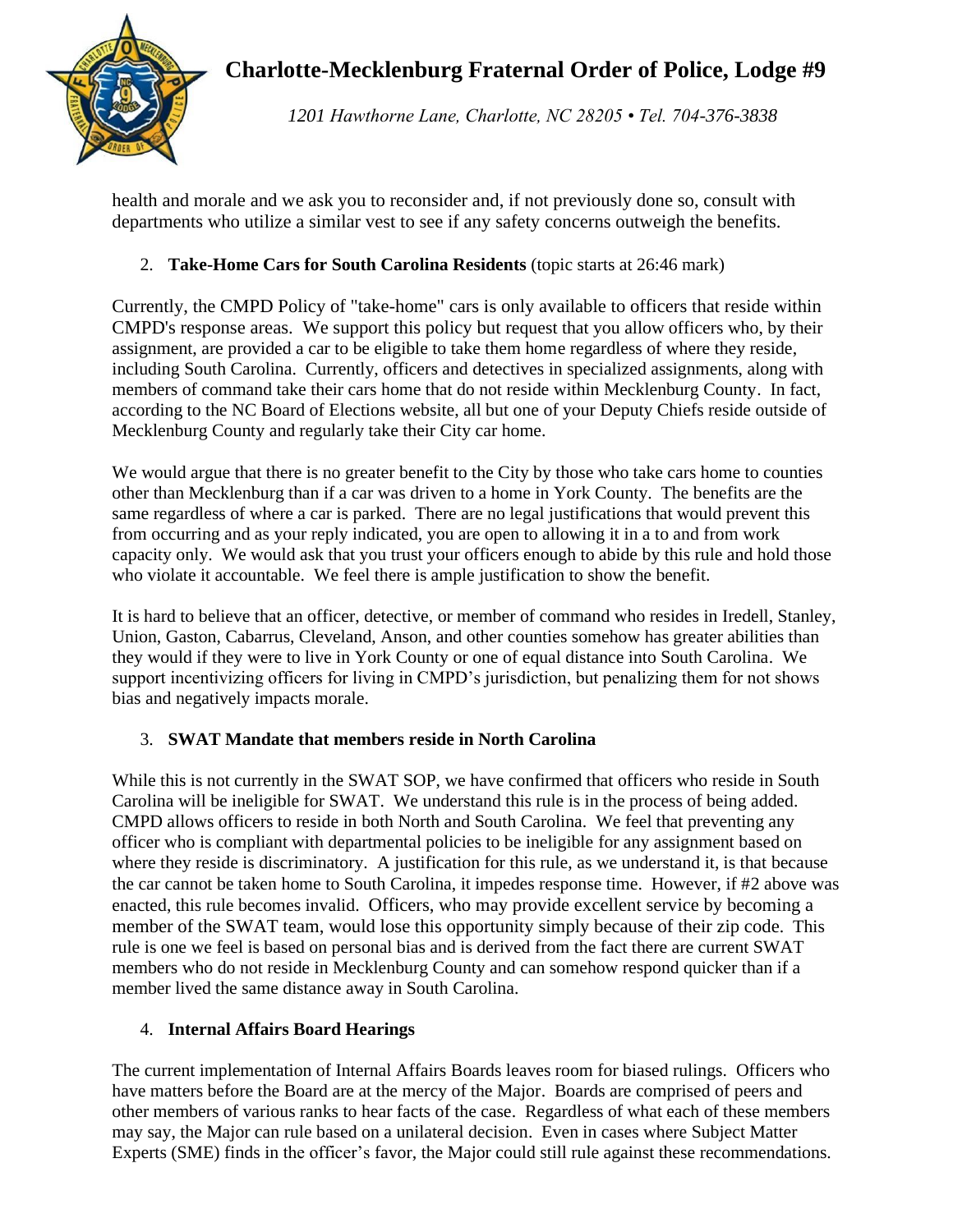health and morale and we ask you to reconsider and, if not previously done so, consult with departments who utilize a similar vest to see if any safety concerns outweigh the benefits.

2. **Take-Home Cars for South Carolina Residents** (topic starts at 26:46 mark)

Currently, the CMPD Policy of "take-home" cars is only available to officers that reside within CMPD's response areas. We support this policy but request that you allow officers who, by their assignment, are provided a car to be eligible to take them home regardless of where they reside, including South Carolina. Currently, officers and detectives in specialized assignments, along with members of command take their cars home that do not reside within Mecklenburg County. In fact, according to the NC Board of Elections website, all but one of your Deputy Chiefs reside outside of Mecklenburg County and regularly take their City car home.

We would argue that there is no greater benefit to the City by those who take cars home to counties other than Mecklenburg than if a car was driven to a home in York County. The benefits are the same regardless of where a car is parked. There are no legal justifications that would prevent this from occurring and as your reply indicated, you are open to allowing it in a to and from work capacity only. We would ask that you trust your officers enough to abide by this rule and hold those who violate it accountable. We feel there is ample justification to show the benefit.

It is hard to believe that an officer, detective, or member of command who resides in Iredell, Stanley, Union, Gaston, Cabarrus, Cleveland, Anson, and other counties somehow has greater abilities than they would if they were to live in York County or one of equal distance into South Carolina. We support incentivizing officers for living in CMPD's jurisdiction, but penalizing them for not shows bias and negatively impacts morale.

3. **SWAT Mandate that members reside in North Carolina**

While this is not currently in the SWAT SOP, we have confirmed that officers who reside in South Carolina will be ineligible for SWAT. We understand this rule is in the process of being added. CMPD allows officers to reside in both North and South Carolina. We feel that preventing any officer who is compliant with departmental policies to be ineligible for any assignment based on where they reside is discriminatory. A justification for this rule, as we understand it, is that because the car cannot be taken home to South Carolina, it impedes response time. However, if #2 above was enacted, this rule becomes invalid. Officers, who may provide excellent service by becoming a member of the SWAT team, would lose this opportunity simply because of their zip code. This rule is one we feel is based on personal bias and is derived from the fact there are current SWAT members who do not reside in Mecklenburg County and can somehow respond quicker than if a member lived the same distance away in South Carolina.

4. **Internal Affairs Board Hearings**

The current implementation of Internal Affairs Boards leaves room for biased rulings. Officers who have matters before the Board are at the mercy of the Major. Boards are comprised of peers and other members of various ranks to hear facts of the case. Regardless of what each of these members may say, the Major can rule based on a unilateral decision. Even in cases where Subject Matter Experts (SME) finds in the officer's favor, the Major could still rule against these recommendations.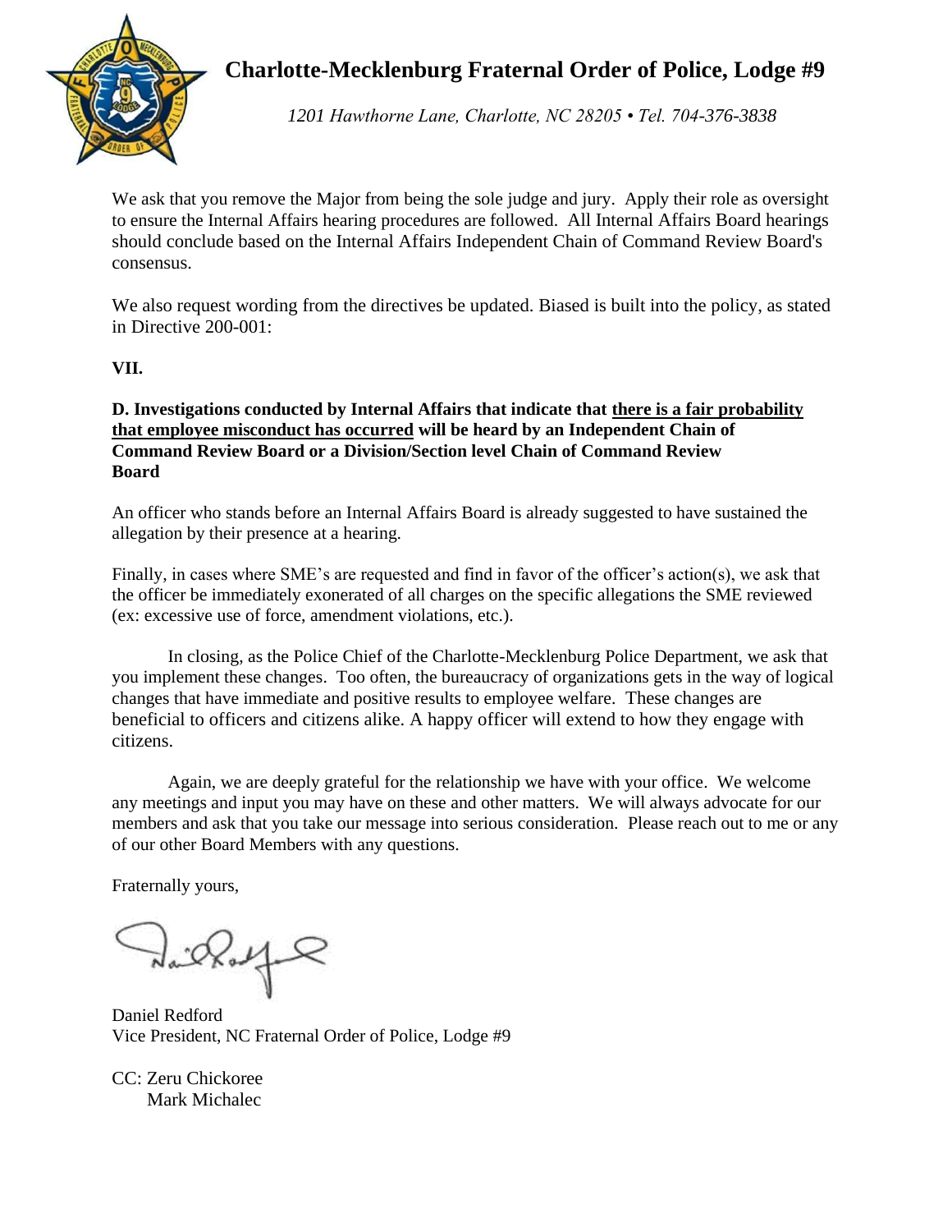# Charlotte-Mecklenburg Fraternal Order of Police, Lodge #9

*1201 Hawthorne Lane, Charlotte, NC 28205 • Tel. 704-376-3838*

We ask that you remove the Major from being the sole judge and jury. Apply their role as oversight to ensure the Internal Affairs hearing procedures are followed. All Internal Affairs Board hearings should conclude based on the Internal Affairs Independent Chain of Command Review Board's consensus.

We also request wording from the directives be updated. Biased is built into the policy, as stated in Directive 200-001:

**VII.**

**D. Investigations conducted by Internal Affairs that indicate that <u>there is a fair probability that employee misconduct has occurred</u> will be heard by an Independent Chain of Command Review Board or a Division/Section level Chain of Command Review Board**

An officer who stands before an Internal Affairs Board is already suggested to have sustained the allegation by their presence at a hearing.

Finally, in cases where SME's are requested and find in favor of the officer's action(s), we ask that the officer be immediately exonerated of all charges on the specific allegations the SME reviewed (ex: excessive use of force, amendment violations, etc.).

In closing, as the Police Chief of the Charlotte-Mecklenburg Police Department, we ask that you implement these changes. Too often, the bureaucracy of organizations gets in the way of logical changes that have immediate and positive results to employee welfare. These changes are beneficial to officers and citizens alike. A happy officer will extend to how they engage with citizens.

Again, we are deeply grateful for the relationship we have with your office. We welcome any meetings and input you may have on these and other matters. We will always advocate for our members and ask that you take our message into serious consideration. Please reach out to me or any of our other Board Members with any questions.

Fraternally yours,

Daniel Redford
Vice President, NC Fraternal Order of Police, Lodge #9

CC: Zeru Chickoree
Mark Michalec